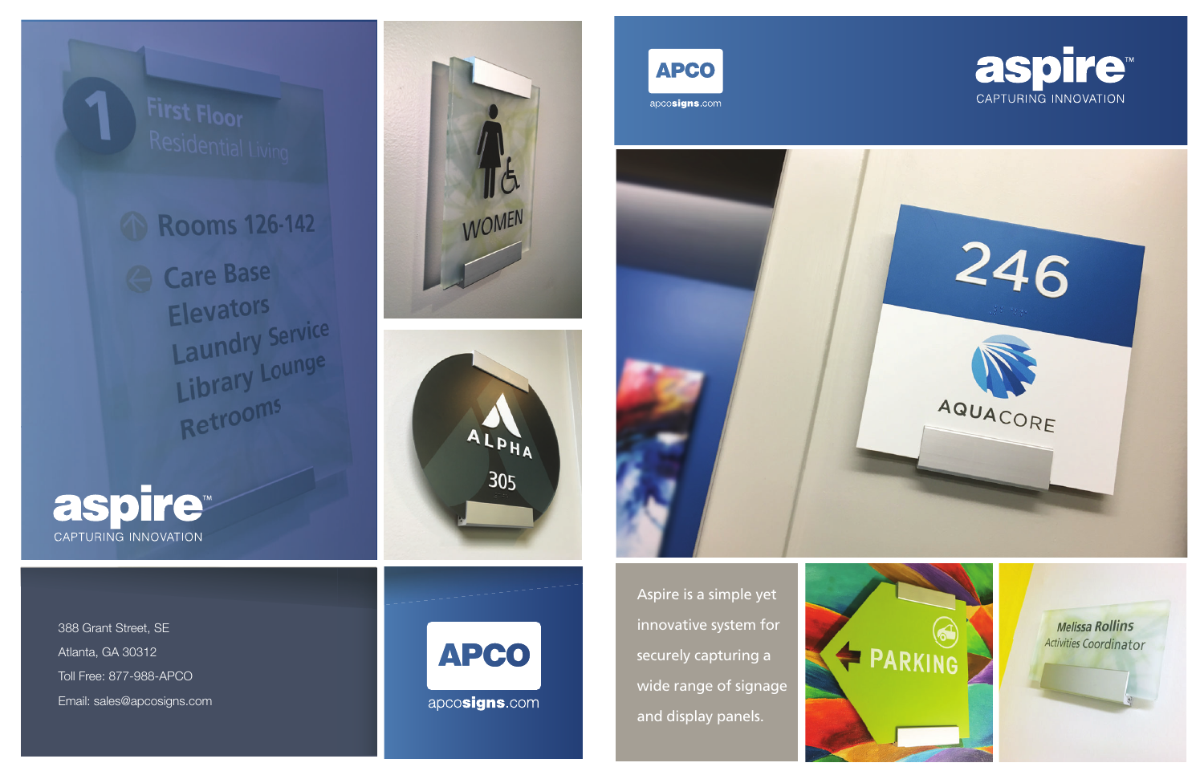# aspire™

CAPTURING INNOVATION

APCO

apcosigns.com

Aspire is a simple yet innovative system for securely capturing a wide range of signage and display panels.

388 Grant Street, SE

Atlanta, GA 30312

Toll Free: 877-988-APCO

Email: sales@apcosigns.com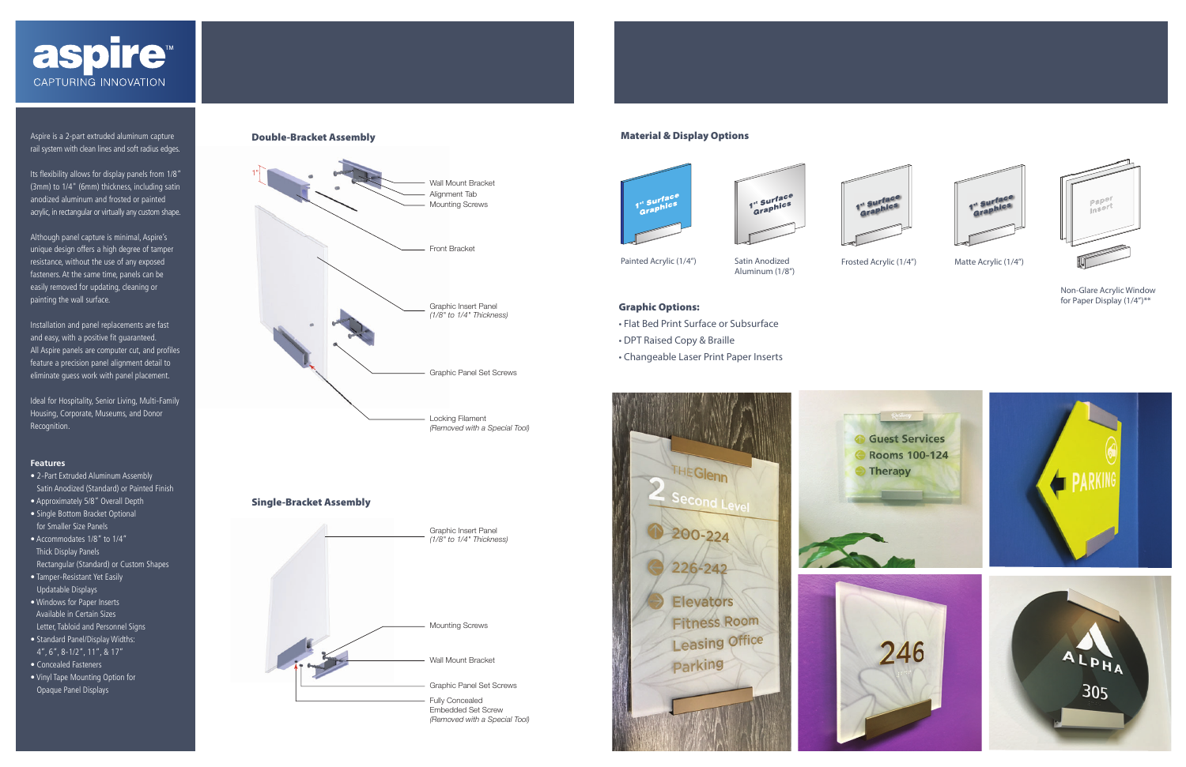# aspire™

CAPTURING INNOVATION

Aspire is a 2-part extruded aluminum capture rail system with clean lines and soft radius edges.

Its flexibility allows for display panels from 1/8" (3mm) to 1/4" (6mm) thickness, including satin anodized aluminum and frosted or painted acrylic, in rectangular or virtually any custom shape.

Although panel capture is minimal, Aspire's unique design offers a high degree of tamper resistance, without the use of any exposed fasteners. At the same time, panels can be easily removed for updating, cleaning or painting the wall surface.

Installation and panel replacements are fast and easy, with a positive fit guaranteed. All Aspire panels are computer cut, and profiles feature a precision panel alignment detail to eliminate guess work with panel placement.

Ideal for Hospitality, Senior Living, Multi-Family Housing, Corporate, Museums, and Donor Recognition.

### Features

- 2-Part Extruded Aluminum Assembly Satin Anodized (Standard) or Painted Finish
- Approximately 5/8" Overall Depth
- Single Bottom Bracket Optional for Smaller Size Panels
- Accommodates 1/8" to 1/4" Thick Display Panels Rectangular (Standard) or Custom Shapes
- Tamper-Resistant Yet Easily Updatable Displays
- Windows for Paper Inserts Available in Certain Sizes Letter, Tabloid and Personnel Signs
- Standard Panel/Display Widths: 4", 6", 8-1/2", 11", & 17"
- Concealed Fasteners
- Vinyl Tape Mounting Option for Opaque Panel Displays

## Double-Bracket Assembly

1"

Wall Mount Bracket

Alignment Tab

Mounting Screws

Front Bracket

Graphic Insert Panel
*(1/8" to 1/4" Thickness)*

Graphic Panel Set Screws

Locking Filament
*(Removed with a Special Tool)*

## Single-Bracket Assembly

Graphic Insert Panel
*(1/8" to 1/4" Thickness)*

Mounting Screws

Wall Mount Bracket

Graphic Panel Set Screws

Fully Concealed Embedded Set Screw
*(Removed with a Special Tool)*

## Material & Display Options

Painted Acrylic (1/4")

Satin Anodized Aluminum (1/8")

Frosted Acrylic (1/4")

Matte Acrylic (1/4")

Non-Glare Acrylic Window for Paper Display (1/4")**

### Graphic Options:

- Flat Bed Print Surface or Subsurface
- DPT Raised Copy & Braille
- Changeable Laser Print Paper Inserts